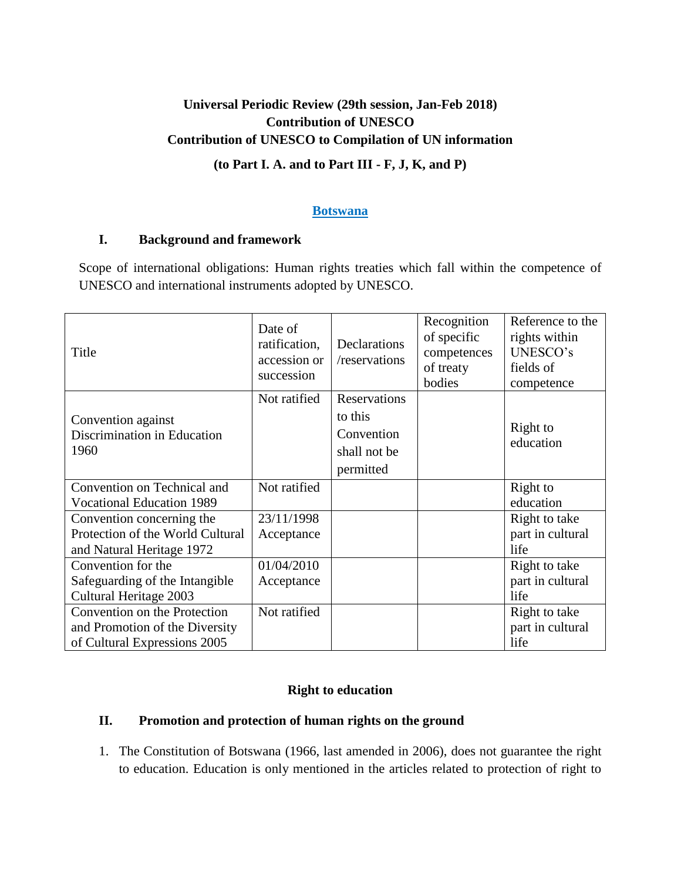**Universal Periodic Review (29th session, Jan-Feb 2018)**
**Contribution of UNESCO**
**Contribution of UNESCO to Compilation of UN information**

**(to Part I. A. and to Part III - F, J, K, and P)**

**Botswana**

## I. Background and framework

Scope of international obligations: Human rights treaties which fall within the competence of UNESCO and international instruments adopted by UNESCO.

| Title | Date of ratification, accession or succession | Declarations /reservations | Recognition of specific competences of treaty bodies | Reference to the rights within UNESCO's fields of competence |
|---|---|---|---|---|
| Convention against Discrimination in Education 1960 | Not ratified | Reservations to this Convention shall not be permitted | | Right to education |
| Convention on Technical and Vocational Education 1989 | Not ratified | | | Right to education |
| Convention concerning the Protection of the World Cultural and Natural Heritage 1972 | 23/11/1998 Acceptance | | | Right to take part in cultural life |
| Convention for the Safeguarding of the Intangible Cultural Heritage 2003 | 01/04/2010 Acceptance | | | Right to take part in cultural life |
| Convention on the Protection and Promotion of the Diversity of Cultural Expressions 2005 | Not ratified | | | Right to take part in cultural life |

**Right to education**

## II. Promotion and protection of human rights on the ground

1. The Constitution of Botswana (1966, last amended in 2006), does not guarantee the right to education. Education is only mentioned in the articles related to protection of right to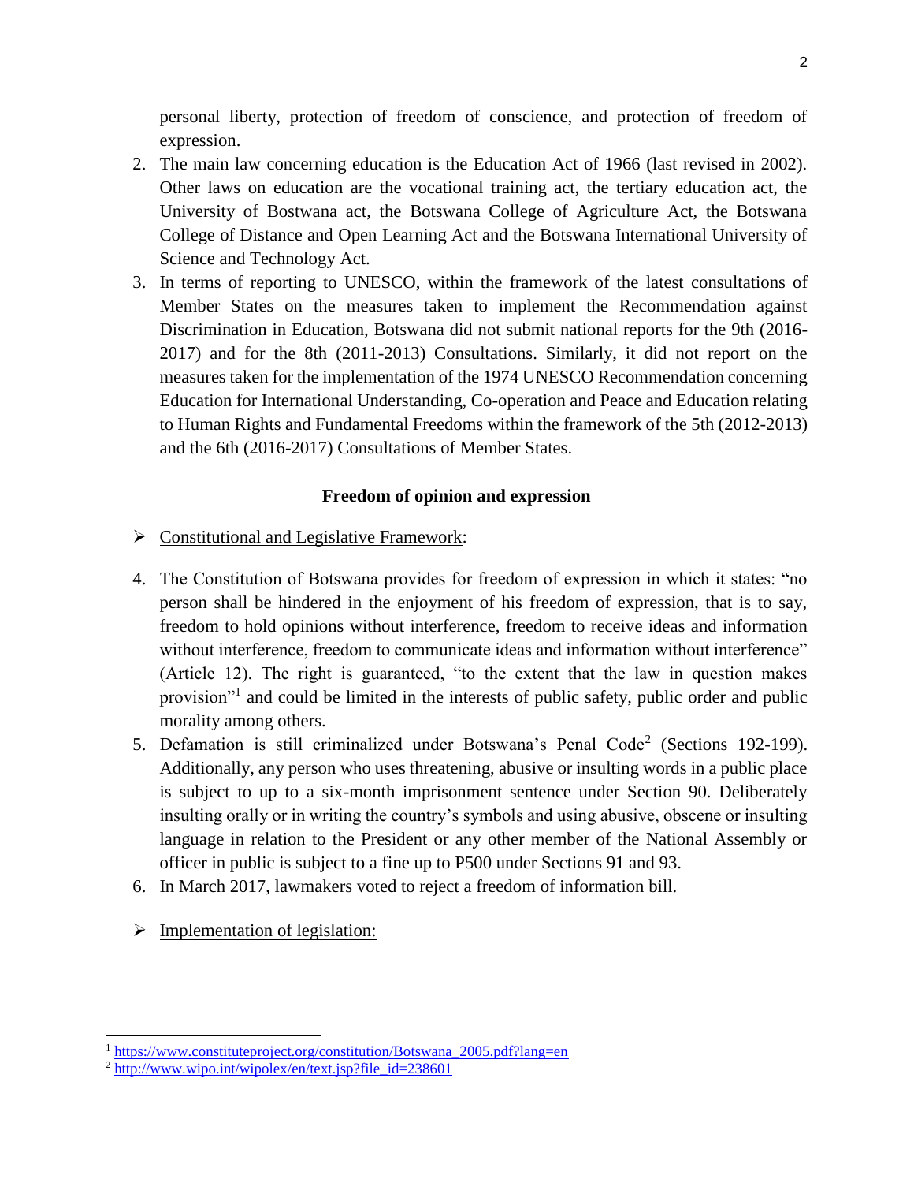personal liberty, protection of freedom of conscience, and protection of freedom of expression.

2. The main law concerning education is the Education Act of 1966 (last revised in 2002). Other laws on education are the vocational training act, the tertiary education act, the University of Bostwana act, the Botswana College of Agriculture Act, the Botswana College of Distance and Open Learning Act and the Botswana International University of Science and Technology Act.
3. In terms of reporting to UNESCO, within the framework of the latest consultations of Member States on the measures taken to implement the Recommendation against Discrimination in Education, Botswana did not submit national reports for the 9th (2016-2017) and for the 8th (2011-2013) Consultations. Similarly, it did not report on the measures taken for the implementation of the 1974 UNESCO Recommendation concerning Education for International Understanding, Co-operation and Peace and Education relating to Human Rights and Fundamental Freedoms within the framework of the 5th (2012-2013) and the 6th (2016-2017) Consultations of Member States.

## Freedom of opinion and expression

- Constitutional and Legislative Framework:

4. The Constitution of Botswana provides for freedom of expression in which it states: "no person shall be hindered in the enjoyment of his freedom of expression, that is to say, freedom to hold opinions without interference, freedom to receive ideas and information without interference, freedom to communicate ideas and information without interference" (Article 12). The right is guaranteed, "to the extent that the law in question makes provision"[1] and could be limited in the interests of public safety, public order and public morality among others.
5. Defamation is still criminalized under Botswana's Penal Code[2] (Sections 192-199). Additionally, any person who uses threatening, abusive or insulting words in a public place is subject to up to a six-month imprisonment sentence under Section 90. Deliberately insulting orally or in writing the country's symbols and using abusive, obscene or insulting language in relation to the President or any other member of the National Assembly or officer in public is subject to a fine up to P500 under Sections 91 and 93.
6. In March 2017, lawmakers voted to reject a freedom of information bill.

- Implementation of legislation:

[1] https://www.constituteproject.org/constitution/Botswana_2005.pdf?lang=en

[2] http://www.wipo.int/wipolex/en/text.jsp?file_id=238601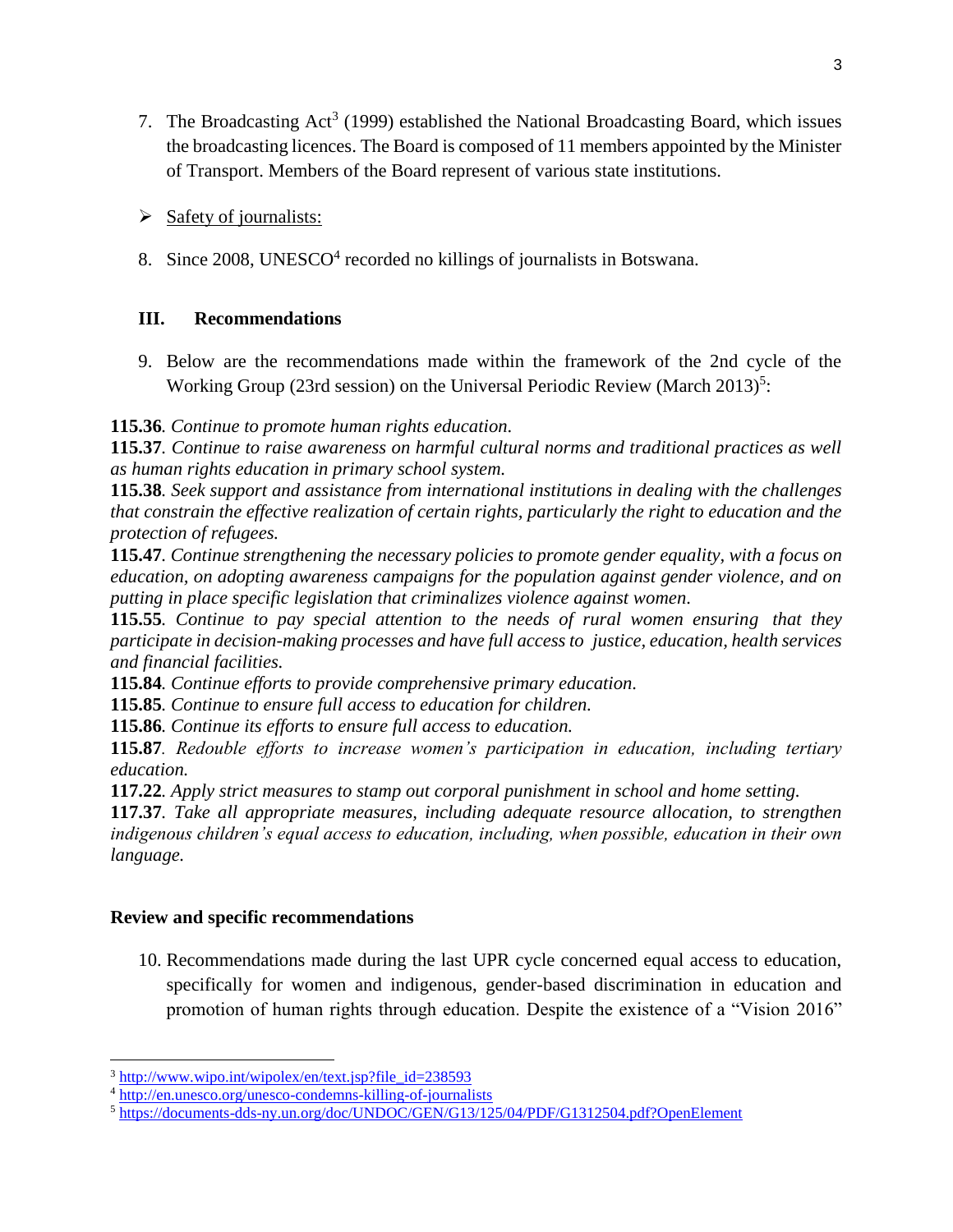7. The Broadcasting Act[3] (1999) established the National Broadcasting Board, which issues the broadcasting licences. The Board is composed of 11 members appointed by the Minister of Transport. Members of the Board represent of various state institutions.

➢ Safety of journalists:

8. Since 2008, UNESCO[4] recorded no killings of journalists in Botswana.

### III. Recommendations

9. Below are the recommendations made within the framework of the 2nd cycle of the Working Group (23rd session) on the Universal Periodic Review (March 2013)[5]:

**115.36**. *Continue to promote human rights education.*
**115.37**. *Continue to raise awareness on harmful cultural norms and traditional practices as well as human rights education in primary school system.*
**115.38**. *Seek support and assistance from international institutions in dealing with the challenges that constrain the effective realization of certain rights, particularly the right to education and the protection of refugees.*
**115.47**. *Continue strengthening the necessary policies to promote gender equality, with a focus on education, on adopting awareness campaigns for the population against gender violence, and on putting in place specific legislation that criminalizes violence against women.*
**115.55**. *Continue to pay special attention to the needs of rural women ensuring that they participate in decision-making processes and have full access to justice, education, health services and financial facilities.*
**115.84**. *Continue efforts to provide comprehensive primary education.*
**115.85**. *Continue to ensure full access to education for children.*
**115.86**. *Continue its efforts to ensure full access to education.*
**115.87**. *Redouble efforts to increase women's participation in education, including tertiary education.*
**117.22**. *Apply strict measures to stamp out corporal punishment in school and home setting.*
**117.37**. *Take all appropriate measures, including adequate resource allocation, to strengthen indigenous children's equal access to education, including, when possible, education in their own language.*

**Review and specific recommendations**

10. Recommendations made during the last UPR cycle concerned equal access to education, specifically for women and indigenous, gender-based discrimination in education and promotion of human rights through education. Despite the existence of a "Vision 2016"

---

[3] http://www.wipo.int/wipolex/en/text.jsp?file_id=238593
[4] http://en.unesco.org/unesco-condemns-killing-of-journalists
[5] https://documents-dds-ny.un.org/doc/UNDOC/GEN/G13/125/04/PDF/G1312504.pdf?OpenElement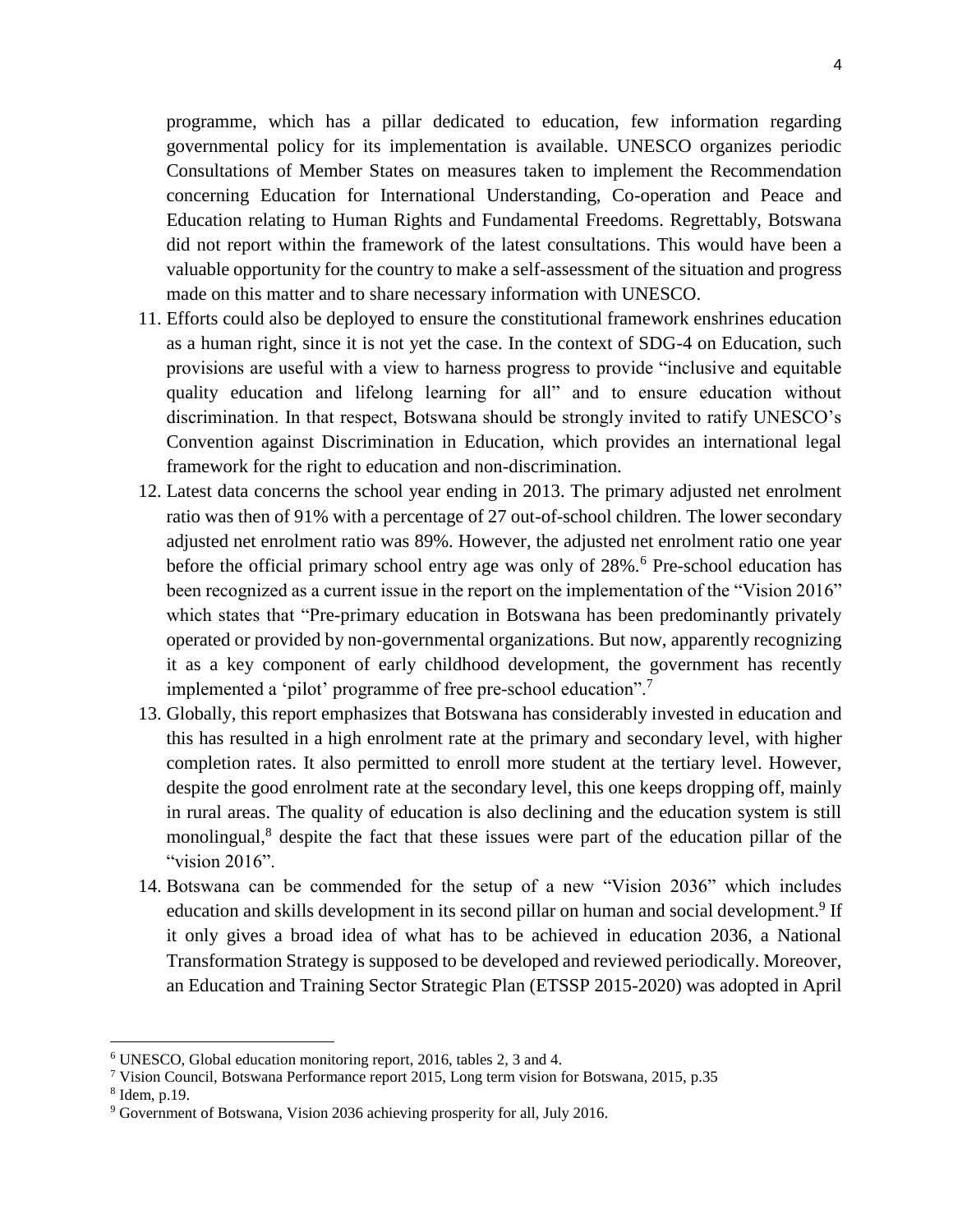programme, which has a pillar dedicated to education, few information regarding governmental policy for its implementation is available. UNESCO organizes periodic Consultations of Member States on measures taken to implement the Recommendation concerning Education for International Understanding, Co-operation and Peace and Education relating to Human Rights and Fundamental Freedoms. Regrettably, Botswana did not report within the framework of the latest consultations. This would have been a valuable opportunity for the country to make a self-assessment of the situation and progress made on this matter and to share necessary information with UNESCO.

11. Efforts could also be deployed to ensure the constitutional framework enshrines education as a human right, since it is not yet the case. In the context of SDG-4 on Education, such provisions are useful with a view to harness progress to provide "inclusive and equitable quality education and lifelong learning for all" and to ensure education without discrimination. In that respect, Botswana should be strongly invited to ratify UNESCO's Convention against Discrimination in Education, which provides an international legal framework for the right to education and non-discrimination.
12. Latest data concerns the school year ending in 2013. The primary adjusted net enrolment ratio was then of 91% with a percentage of 27 out-of-school children. The lower secondary adjusted net enrolment ratio was 89%. However, the adjusted net enrolment ratio one year before the official primary school entry age was only of 28%.[6] Pre-school education has been recognized as a current issue in the report on the implementation of the "Vision 2016" which states that "Pre-primary education in Botswana has been predominantly privately operated or provided by non-governmental organizations. But now, apparently recognizing it as a key component of early childhood development, the government has recently implemented a 'pilot' programme of free pre-school education".[7]
13. Globally, this report emphasizes that Botswana has considerably invested in education and this has resulted in a high enrolment rate at the primary and secondary level, with higher completion rates. It also permitted to enroll more student at the tertiary level. However, despite the good enrolment rate at the secondary level, this one keeps dropping off, mainly in rural areas. The quality of education is also declining and the education system is still monolingual,[8] despite the fact that these issues were part of the education pillar of the "vision 2016".
14. Botswana can be commended for the setup of a new "Vision 2036" which includes education and skills development in its second pillar on human and social development.[9] If it only gives a broad idea of what has to be achieved in education 2036, a National Transformation Strategy is supposed to be developed and reviewed periodically. Moreover, an Education and Training Sector Strategic Plan (ETSSP 2015-2020) was adopted in April

---

[6] UNESCO, Global education monitoring report, 2016, tables 2, 3 and 4.

[7] Vision Council, Botswana Performance report 2015, Long term vision for Botswana, 2015, p.35

[8] Idem, p.19.

[9] Government of Botswana, Vision 2036 achieving prosperity for all, July 2016.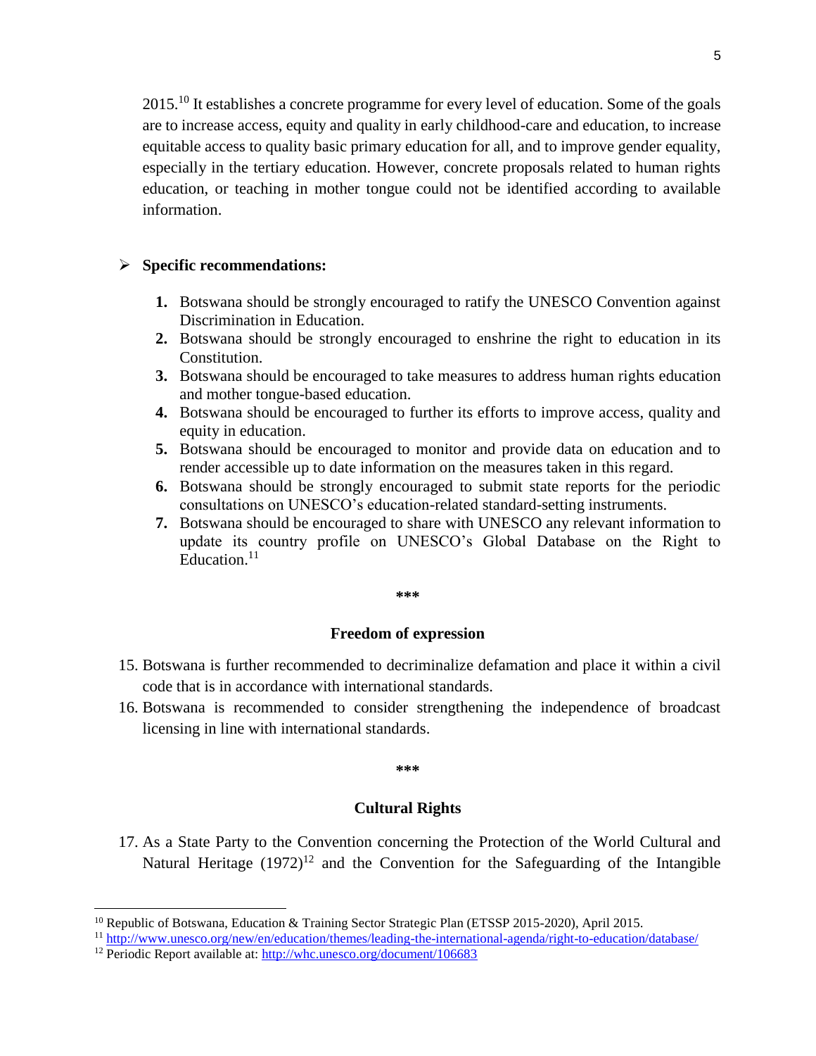2015.[10] It establishes a concrete programme for every level of education. Some of the goals are to increase access, equity and quality in early childhood-care and education, to increase equitable access to quality basic primary education for all, and to improve gender equality, especially in the tertiary education. However, concrete proposals related to human rights education, or teaching in mother tongue could not be identified according to available information.

- **Specific recommendations:**

    1. Botswana should be strongly encouraged to ratify the UNESCO Convention against Discrimination in Education.
    2. Botswana should be strongly encouraged to enshrine the right to education in its Constitution.
    3. Botswana should be encouraged to take measures to address human rights education and mother tongue-based education.
    4. Botswana should be encouraged to further its efforts to improve access, quality and equity in education.
    5. Botswana should be encouraged to monitor and provide data on education and to render accessible up to date information on the measures taken in this regard.
    6. Botswana should be strongly encouraged to submit state reports for the periodic consultations on UNESCO's education-related standard-setting instruments.
    7. Botswana should be encouraged to share with UNESCO any relevant information to update its country profile on UNESCO's Global Database on the Right to Education.[11]

***

### Freedom of expression

15. Botswana is further recommended to decriminalize defamation and place it within a civil code that is in accordance with international standards.
16. Botswana is recommended to consider strengthening the independence of broadcast licensing in line with international standards.

***

### Cultural Rights

17. As a State Party to the Convention concerning the Protection of the World Cultural and Natural Heritage (1972)[12] and the Convention for the Safeguarding of the Intangible

---

[10] Republic of Botswana, Education & Training Sector Strategic Plan (ETSSP 2015-2020), April 2015.

[11] http://www.unesco.org/new/en/education/themes/leading-the-international-agenda/right-to-education/database/

[12] Periodic Report available at: http://whc.unesco.org/document/106683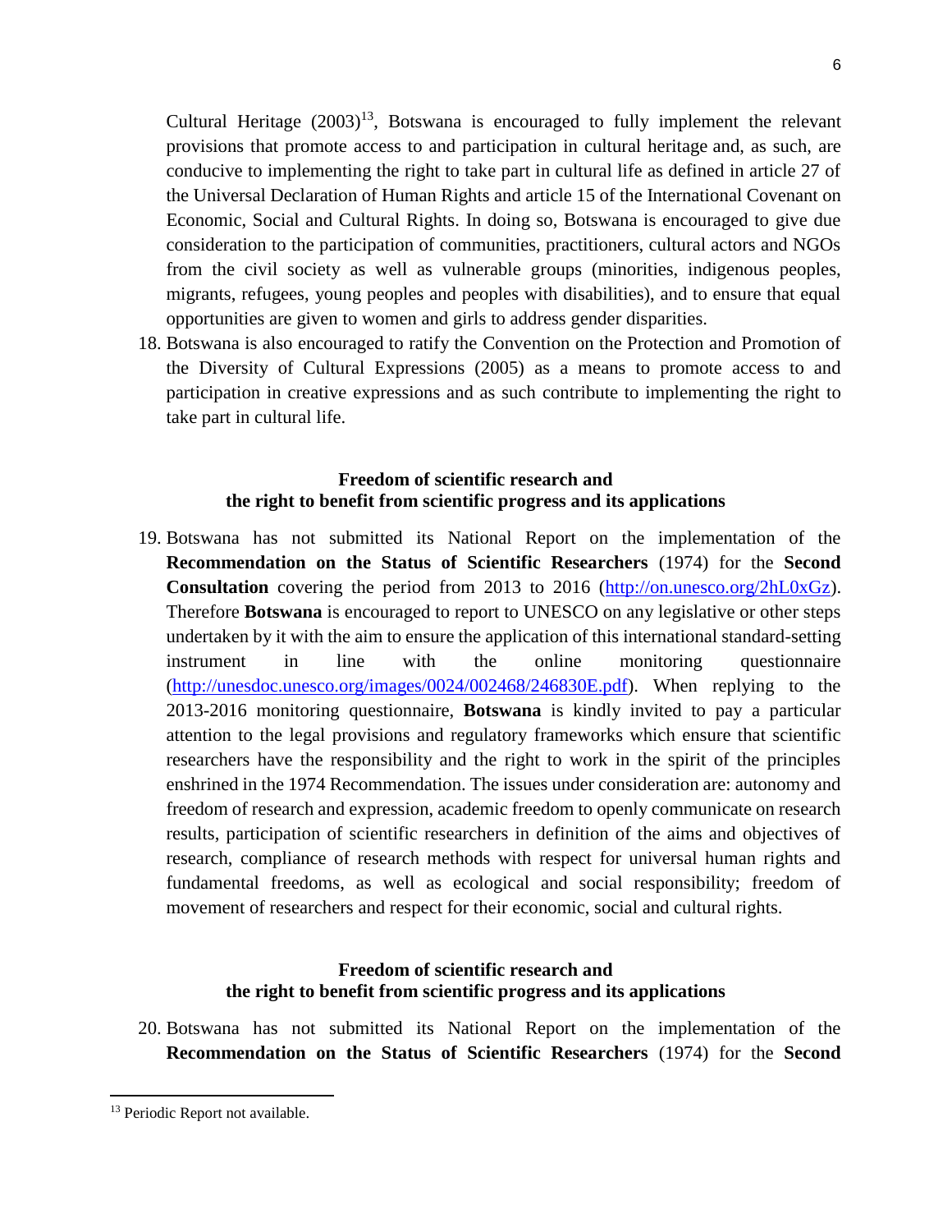Cultural Heritage (2003)[13], Botswana is encouraged to fully implement the relevant provisions that promote access to and participation in cultural heritage and, as such, are conducive to implementing the right to take part in cultural life as defined in article 27 of the Universal Declaration of Human Rights and article 15 of the International Covenant on Economic, Social and Cultural Rights. In doing so, Botswana is encouraged to give due consideration to the participation of communities, practitioners, cultural actors and NGOs from the civil society as well as vulnerable groups (minorities, indigenous peoples, migrants, refugees, young peoples and peoples with disabilities), and to ensure that equal opportunities are given to women and girls to address gender disparities.

18. Botswana is also encouraged to ratify the Convention on the Protection and Promotion of the Diversity of Cultural Expressions (2005) as a means to promote access to and participation in creative expressions and as such contribute to implementing the right to take part in cultural life.

### Freedom of scientific research and the right to benefit from scientific progress and its applications

19. Botswana has not submitted its National Report on the implementation of the **Recommendation on the Status of Scientific Researchers** (1974) for the **Second Consultation** covering the period from 2013 to 2016 (http://on.unesco.org/2hL0xGz). Therefore **Botswana** is encouraged to report to UNESCO on any legislative or other steps undertaken by it with the aim to ensure the application of this international standard-setting instrument in line with the online monitoring questionnaire (http://unesdoc.unesco.org/images/0024/002468/246830E.pdf). When replying to the 2013-2016 monitoring questionnaire, **Botswana** is kindly invited to pay a particular attention to the legal provisions and regulatory frameworks which ensure that scientific researchers have the responsibility and the right to work in the spirit of the principles enshrined in the 1974 Recommendation. The issues under consideration are: autonomy and freedom of research and expression, academic freedom to openly communicate on research results, participation of scientific researchers in definition of the aims and objectives of research, compliance of research methods with respect for universal human rights and fundamental freedoms, as well as ecological and social responsibility; freedom of movement of researchers and respect for their economic, social and cultural rights.

### Freedom of scientific research and the right to benefit from scientific progress and its applications

20. Botswana has not submitted its National Report on the implementation of the **Recommendation on the Status of Scientific Researchers** (1974) for the **Second**

---

[13] Periodic Report not available.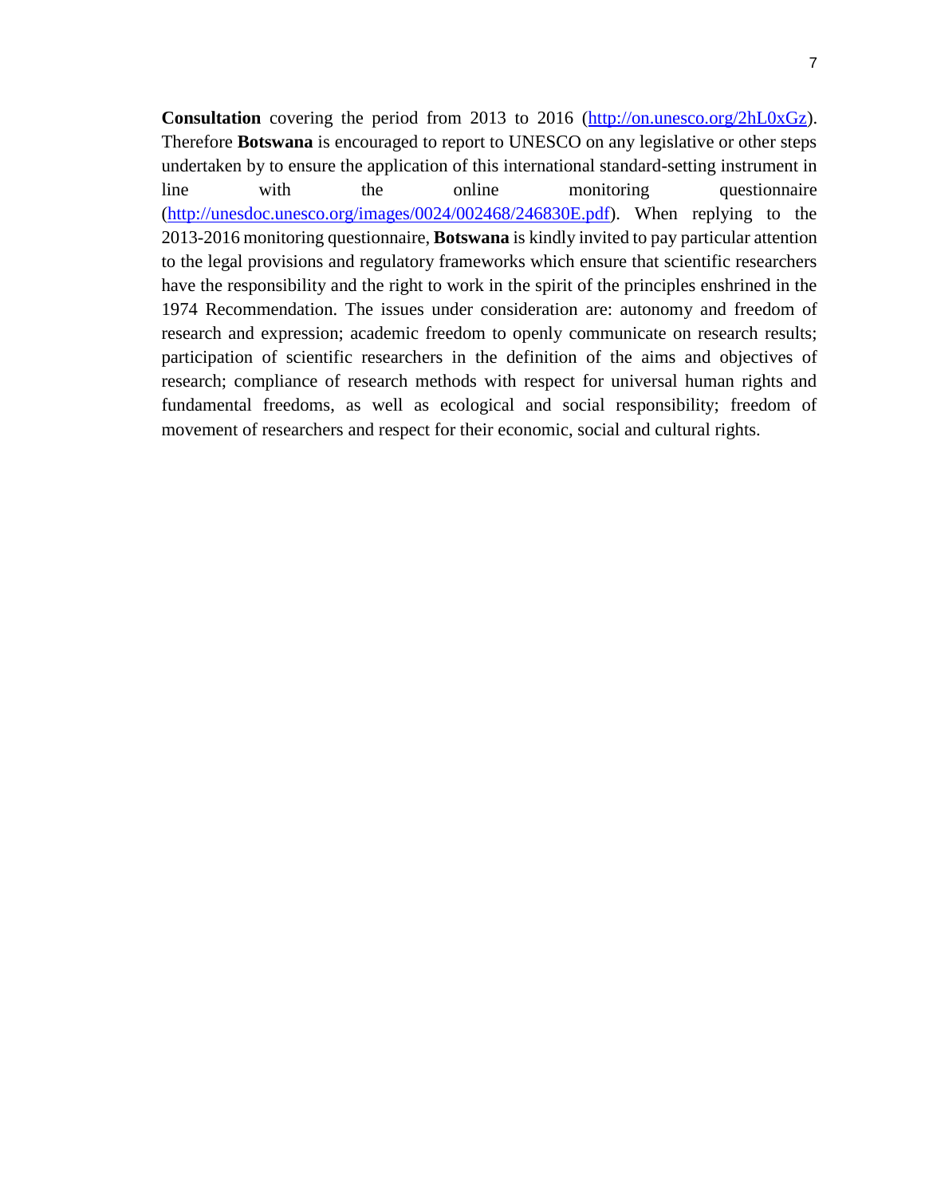**Consultation** covering the period from 2013 to 2016 (http://on.unesco.org/2hL0xGz). Therefore **Botswana** is encouraged to report to UNESCO on any legislative or other steps undertaken by to ensure the application of this international standard-setting instrument in line with the online monitoring questionnaire (http://unesdoc.unesco.org/images/0024/002468/246830E.pdf). When replying to the 2013-2016 monitoring questionnaire, **Botswana** is kindly invited to pay particular attention to the legal provisions and regulatory frameworks which ensure that scientific researchers have the responsibility and the right to work in the spirit of the principles enshrined in the 1974 Recommendation. The issues under consideration are: autonomy and freedom of research and expression; academic freedom to openly communicate on research results; participation of scientific researchers in the definition of the aims and objectives of research; compliance of research methods with respect for universal human rights and fundamental freedoms, as well as ecological and social responsibility; freedom of movement of researchers and respect for their economic, social and cultural rights.